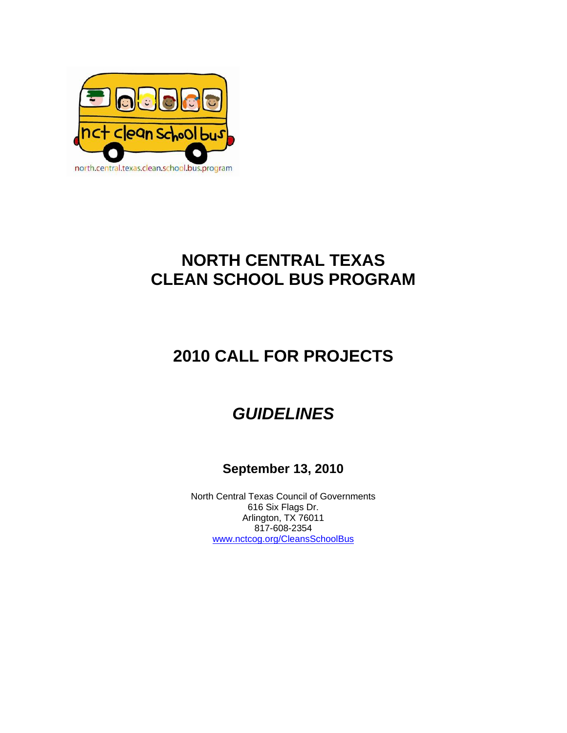# NORTH CENTRAL TEXAS CLEAN SCHOOL BUS PROGRAM

## 2010 CALL FOR PROJECTS

## *GUIDELINES*

**September 13, 2010**

North Central Texas Council of Governments
616 Six Flags Dr.
Arlington, TX 76011
817-608-2354
www.nctcog.org/CleansSchoolBus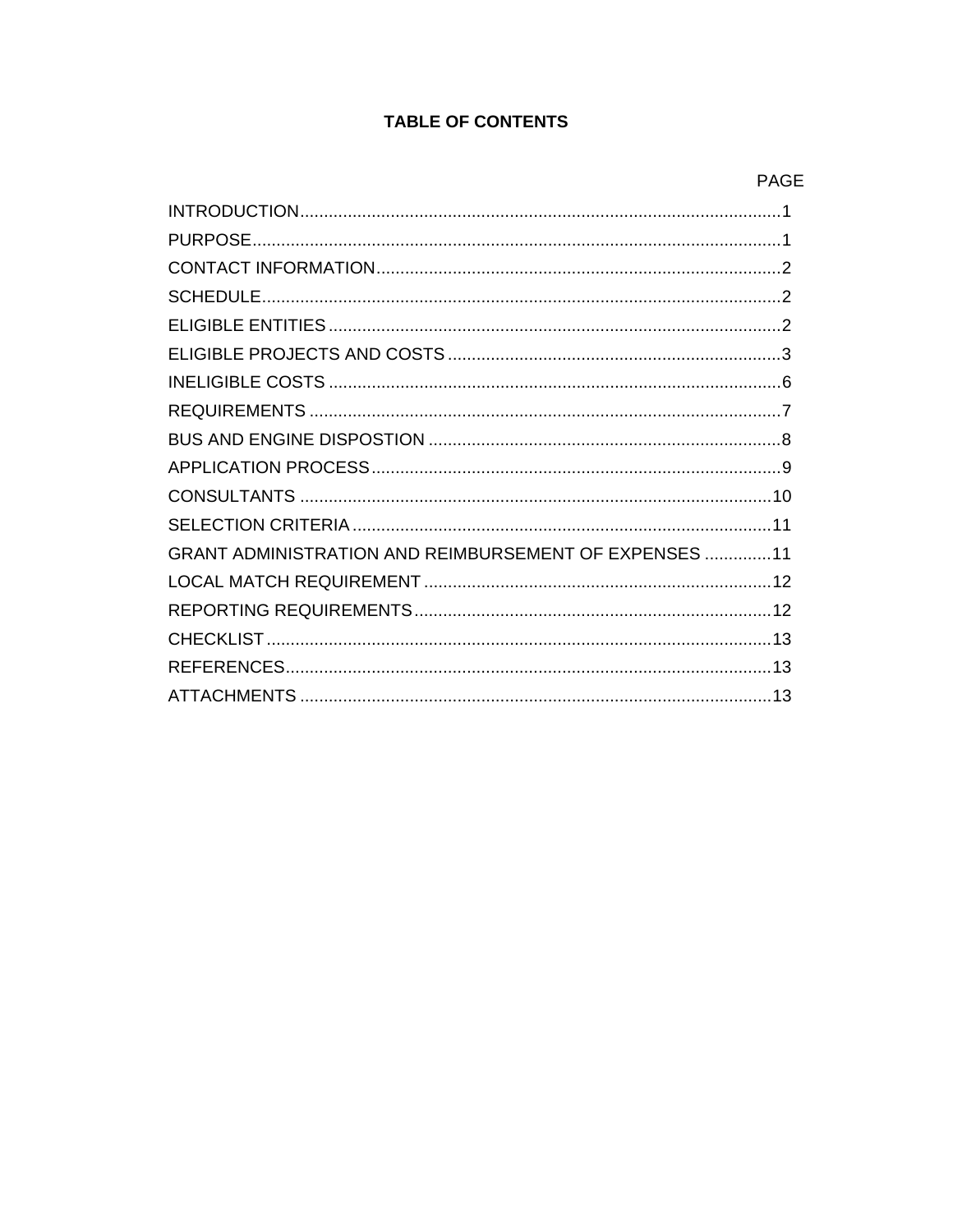# TABLE OF CONTENTS

| | PAGE |
|---|---|
| INTRODUCTION | 1 |
| PURPOSE | 1 |
| CONTACT INFORMATION | 2 |
| SCHEDULE | 2 |
| ELIGIBLE ENTITIES | 2 |
| ELIGIBLE PROJECTS AND COSTS | 3 |
| INELIGIBLE COSTS | 6 |
| REQUIREMENTS | 7 |
| BUS AND ENGINE DISPOSTION | 8 |
| APPLICATION PROCESS | 9 |
| CONSULTANTS | 10 |
| SELECTION CRITERIA | 11 |
| GRANT ADMINISTRATION AND REIMBURSEMENT OF EXPENSES | 11 |
| LOCAL MATCH REQUIREMENT | 12 |
| REPORTING REQUIREMENTS | 12 |
| CHECKLIST | 13 |
| REFERENCES | 13 |
| ATTACHMENTS | 13 |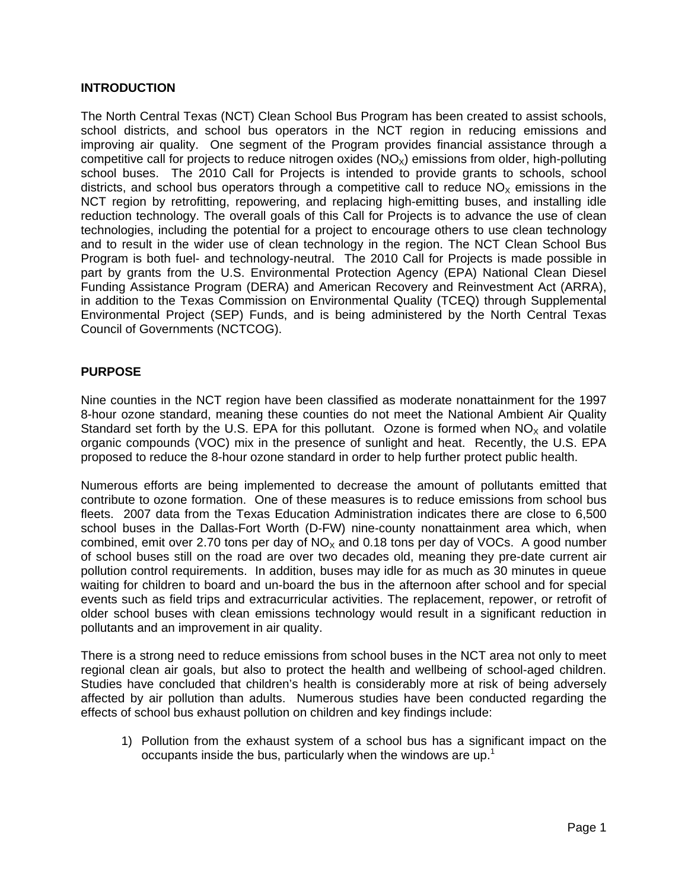## INTRODUCTION

The North Central Texas (NCT) Clean School Bus Program has been created to assist schools, school districts, and school bus operators in the NCT region in reducing emissions and improving air quality. One segment of the Program provides financial assistance through a competitive call for projects to reduce nitrogen oxides ($NO_X$) emissions from older, high-polluting school buses. The 2010 Call for Projects is intended to provide grants to schools, school districts, and school bus operators through a competitive call to reduce $NO_X$ emissions in the NCT region by retrofitting, repowering, and replacing high-emitting buses, and installing idle reduction technology. The overall goals of this Call for Projects is to advance the use of clean technologies, including the potential for a project to encourage others to use clean technology and to result in the wider use of clean technology in the region. The NCT Clean School Bus Program is both fuel- and technology-neutral. The 2010 Call for Projects is made possible in part by grants from the U.S. Environmental Protection Agency (EPA) National Clean Diesel Funding Assistance Program (DERA) and American Recovery and Reinvestment Act (ARRA), in addition to the Texas Commission on Environmental Quality (TCEQ) through Supplemental Environmental Project (SEP) Funds, and is being administered by the North Central Texas Council of Governments (NCTCOG).

## PURPOSE

Nine counties in the NCT region have been classified as moderate nonattainment for the 1997 8-hour ozone standard, meaning these counties do not meet the National Ambient Air Quality Standard set forth by the U.S. EPA for this pollutant. Ozone is formed when $NO_X$ and volatile organic compounds (VOC) mix in the presence of sunlight and heat. Recently, the U.S. EPA proposed to reduce the 8-hour ozone standard in order to help further protect public health.

Numerous efforts are being implemented to decrease the amount of pollutants emitted that contribute to ozone formation. One of these measures is to reduce emissions from school bus fleets. 2007 data from the Texas Education Administration indicates there are close to 6,500 school buses in the Dallas-Fort Worth (D-FW) nine-county nonattainment area which, when combined, emit over 2.70 tons per day of $NO_X$ and 0.18 tons per day of VOCs. A good number of school buses still on the road are over two decades old, meaning they pre-date current air pollution control requirements. In addition, buses may idle for as much as 30 minutes in queue waiting for children to board and un-board the bus in the afternoon after school and for special events such as field trips and extracurricular activities. The replacement, repower, or retrofit of older school buses with clean emissions technology would result in a significant reduction in pollutants and an improvement in air quality.

There is a strong need to reduce emissions from school buses in the NCT area not only to meet regional clean air goals, but also to protect the health and wellbeing of school-aged children. Studies have concluded that children's health is considerably more at risk of being adversely affected by air pollution than adults. Numerous studies have been conducted regarding the effects of school bus exhaust pollution on children and key findings include:

1) Pollution from the exhaust system of a school bus has a significant impact on the occupants inside the bus, particularly when the windows are up.[1]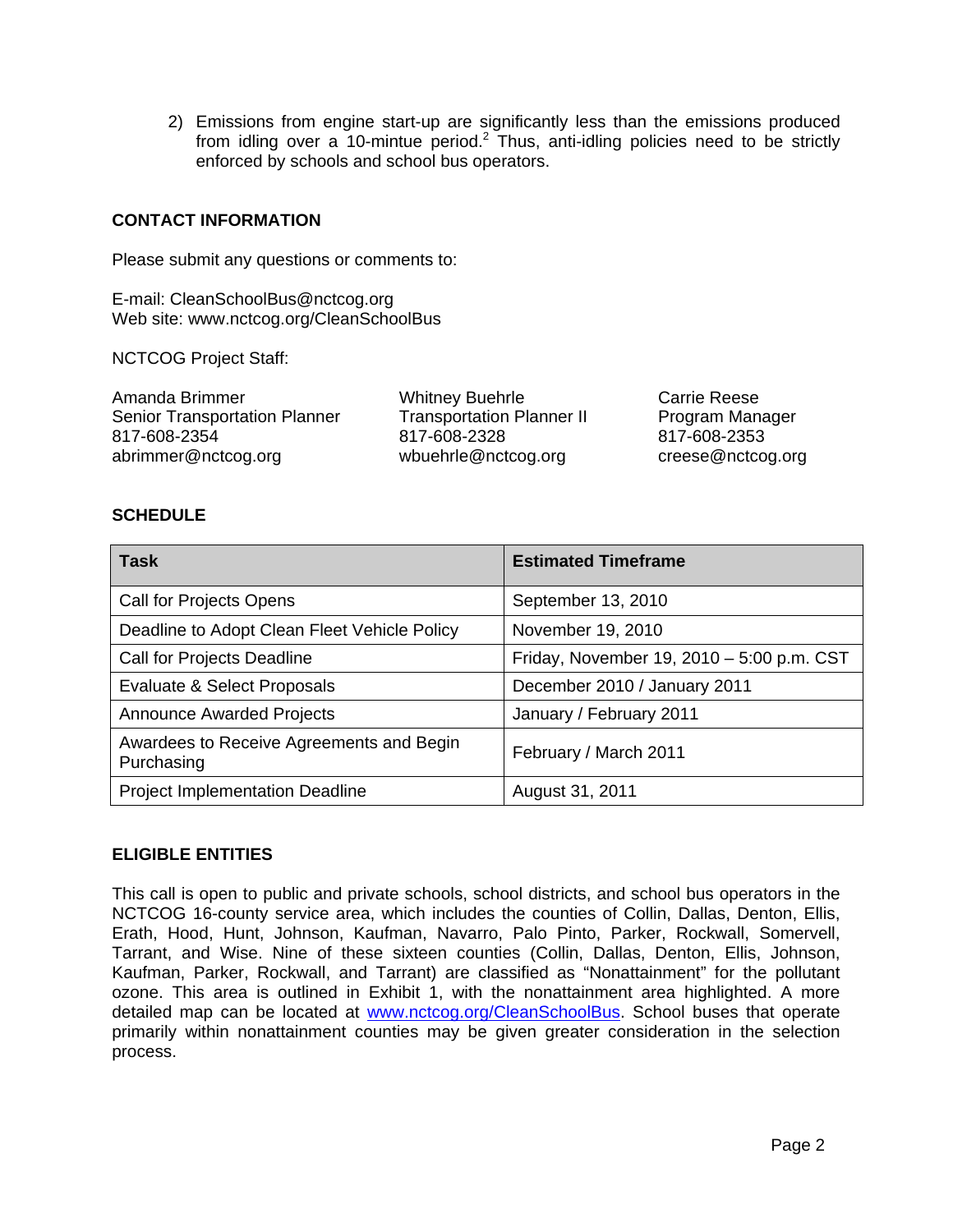2) Emissions from engine start-up are significantly less than the emissions produced from idling over a 10-mintue period.[2] Thus, anti-idling policies need to be strictly enforced by schools and school bus operators.

## CONTACT INFORMATION

Please submit any questions or comments to:

E-mail: CleanSchoolBus@nctcog.org
Web site: www.nctcog.org/CleanSchoolBus

NCTCOG Project Staff:

Amanda Brimmer
Senior Transportation Planner
817-608-2354
abrimmer@nctcog.org

Whitney Buehrle
Transportation Planner II
817-608-2328
wbuehrle@nctcog.org

Carrie Reese
Program Manager
817-608-2353
creese@nctcog.org

## SCHEDULE

| Task | Estimated Timeframe |
| --- | --- |
| Call for Projects Opens | September 13, 2010 |
| Deadline to Adopt Clean Fleet Vehicle Policy | November 19, 2010 |
| Call for Projects Deadline | Friday, November 19, 2010 – 5:00 p.m. CST |
| Evaluate & Select Proposals | December 2010 / January 2011 |
| Announce Awarded Projects | January / February 2011 |
| Awardees to Receive Agreements and Begin Purchasing | February / March 2011 |
| Project Implementation Deadline | August 31, 2011 |

## ELIGIBLE ENTITIES

This call is open to public and private schools, school districts, and school bus operators in the NCTCOG 16-county service area, which includes the counties of Collin, Dallas, Denton, Ellis, Erath, Hood, Hunt, Johnson, Kaufman, Navarro, Palo Pinto, Parker, Rockwall, Somervell, Tarrant, and Wise. Nine of these sixteen counties (Collin, Dallas, Denton, Ellis, Johnson, Kaufman, Parker, Rockwall, and Tarrant) are classified as "Nonattainment" for the pollutant ozone. This area is outlined in Exhibit 1, with the nonattainment area highlighted. A more detailed map can be located at www.nctcog.org/CleanSchoolBus. School buses that operate primarily within nonattainment counties may be given greater consideration in the selection process.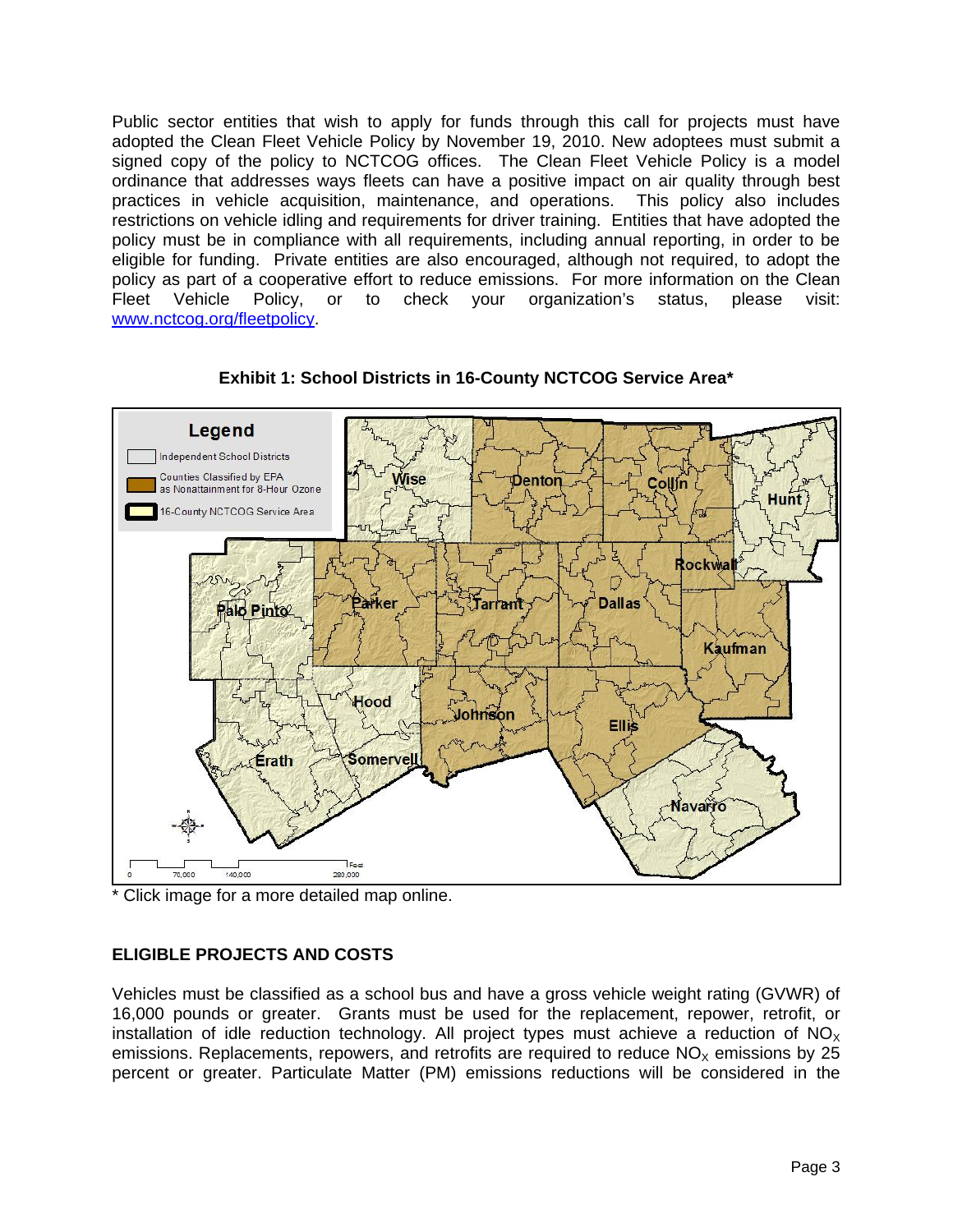Public sector entities that wish to apply for funds through this call for projects must have adopted the Clean Fleet Vehicle Policy by November 19, 2010. New adoptees must submit a signed copy of the policy to NCTCOG offices. The Clean Fleet Vehicle Policy is a model ordinance that addresses ways fleets can have a positive impact on air quality through best practices in vehicle acquisition, maintenance, and operations. This policy also includes restrictions on vehicle idling and requirements for driver training. Entities that have adopted the policy must be in compliance with all requirements, including annual reporting, in order to be eligible for funding. Private entities are also encouraged, although not required, to adopt the policy as part of a cooperative effort to reduce emissions. For more information on the Clean Fleet Vehicle Policy, or to check your organization's status, please visit: www.nctcog.org/fleetpolicy.

**Exhibit 1: School Districts in 16-County NCTCOG Service Area***

\* Click image for a more detailed map online.

## ELIGIBLE PROJECTS AND COSTS

Vehicles must be classified as a school bus and have a gross vehicle weight rating (GVWR) of 16,000 pounds or greater. Grants must be used for the replacement, repower, retrofit, or installation of idle reduction technology. All project types must achieve a reduction of $NO_X$ emissions. Replacements, repowers, and retrofits are required to reduce $NO_X$ emissions by 25 percent or greater. Particulate Matter (PM) emissions reductions will be considered in the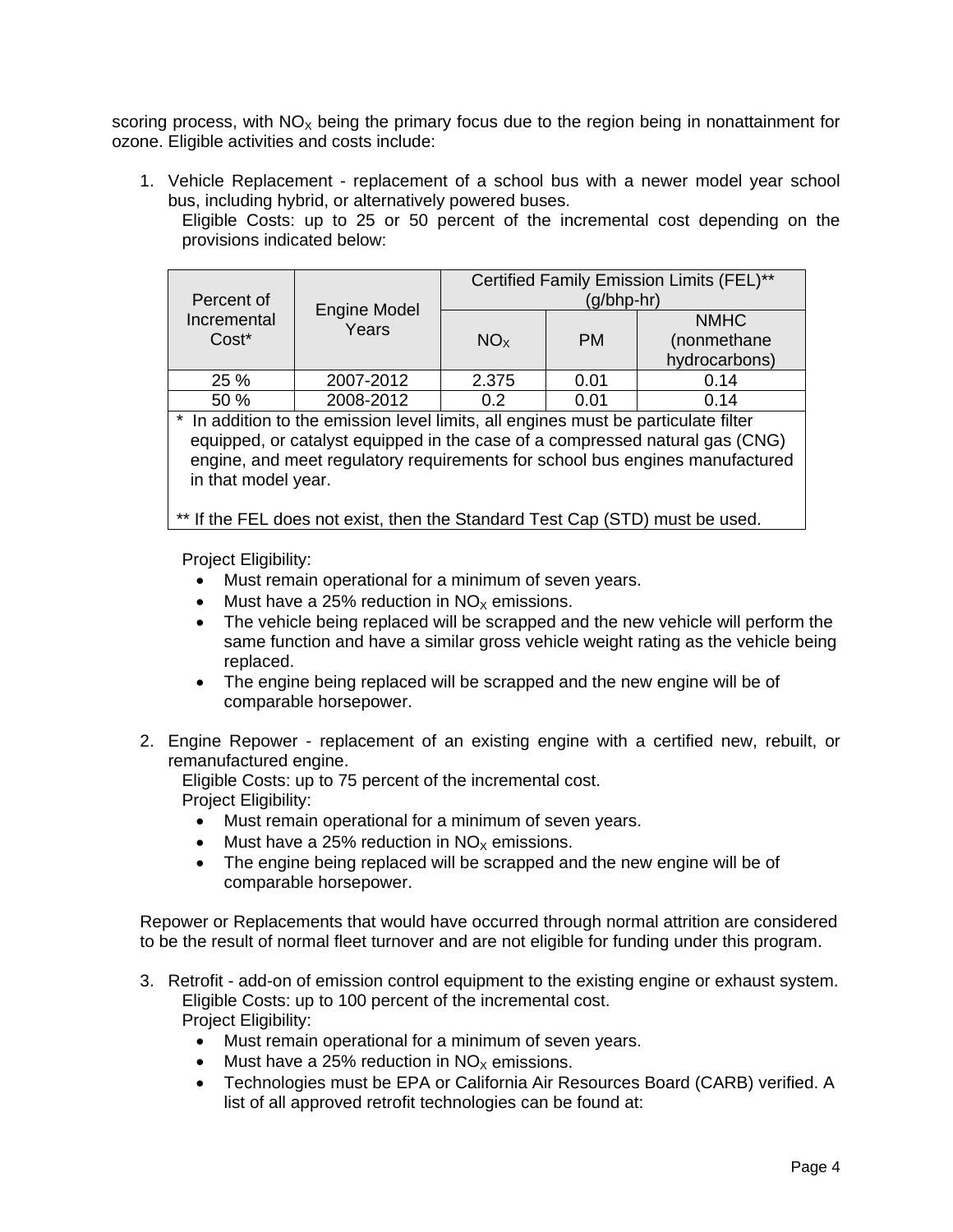scoring process, with $NO_X$ being the primary focus due to the region being in nonattainment for ozone. Eligible activities and costs include:

1. Vehicle Replacement - replacement of a school bus with a newer model year school bus, including hybrid, or alternatively powered buses.
   Eligible Costs: up to 25 or 50 percent of the incremental cost depending on the provisions indicated below:

| Percent of Incremental Cost* | Engine Model Years | Certified Family Emission Limits (FEL)** (g/bhp-hr) | | |
|---|---|---|---|---|
| | | $NO_X$ | PM | NMHC (nonmethane hydrocarbons) |
| 25 % | 2007-2012 | 2.375 | 0.01 | 0.14 |
| 50 % | 2008-2012 | 0.2 | 0.01 | 0.14 |

\* In addition to the emission level limits, all engines must be particulate filter equipped, or catalyst equipped in the case of a compressed natural gas (CNG) engine, and meet regulatory requirements for school bus engines manufactured in that model year.

** If the FEL does not exist, then the Standard Test Cap (STD) must be used.

   Project Eligibility:
   - Must remain operational for a minimum of seven years.
   - Must have a 25% reduction in $NO_X$ emissions.
   - The vehicle being replaced will be scrapped and the new vehicle will perform the same function and have a similar gross vehicle weight rating as the vehicle being replaced.
   - The engine being replaced will be scrapped and the new engine will be of comparable horsepower.

2. Engine Repower - replacement of an existing engine with a certified new, rebuilt, or remanufactured engine.
   Eligible Costs: up to 75 percent of the incremental cost.
   Project Eligibility:
   - Must remain operational for a minimum of seven years.
   - Must have a 25% reduction in $NO_X$ emissions.
   - The engine being replaced will be scrapped and the new engine will be of comparable horsepower.

Repower or Replacements that would have occurred through normal attrition are considered to be the result of normal fleet turnover and are not eligible for funding under this program.

3. Retrofit - add-on of emission control equipment to the existing engine or exhaust system.
   Eligible Costs: up to 100 percent of the incremental cost.
   Project Eligibility:
   - Must remain operational for a minimum of seven years.
   - Must have a 25% reduction in $NO_X$ emissions.
   - Technologies must be EPA or California Air Resources Board (CARB) verified. A list of all approved retrofit technologies can be found at: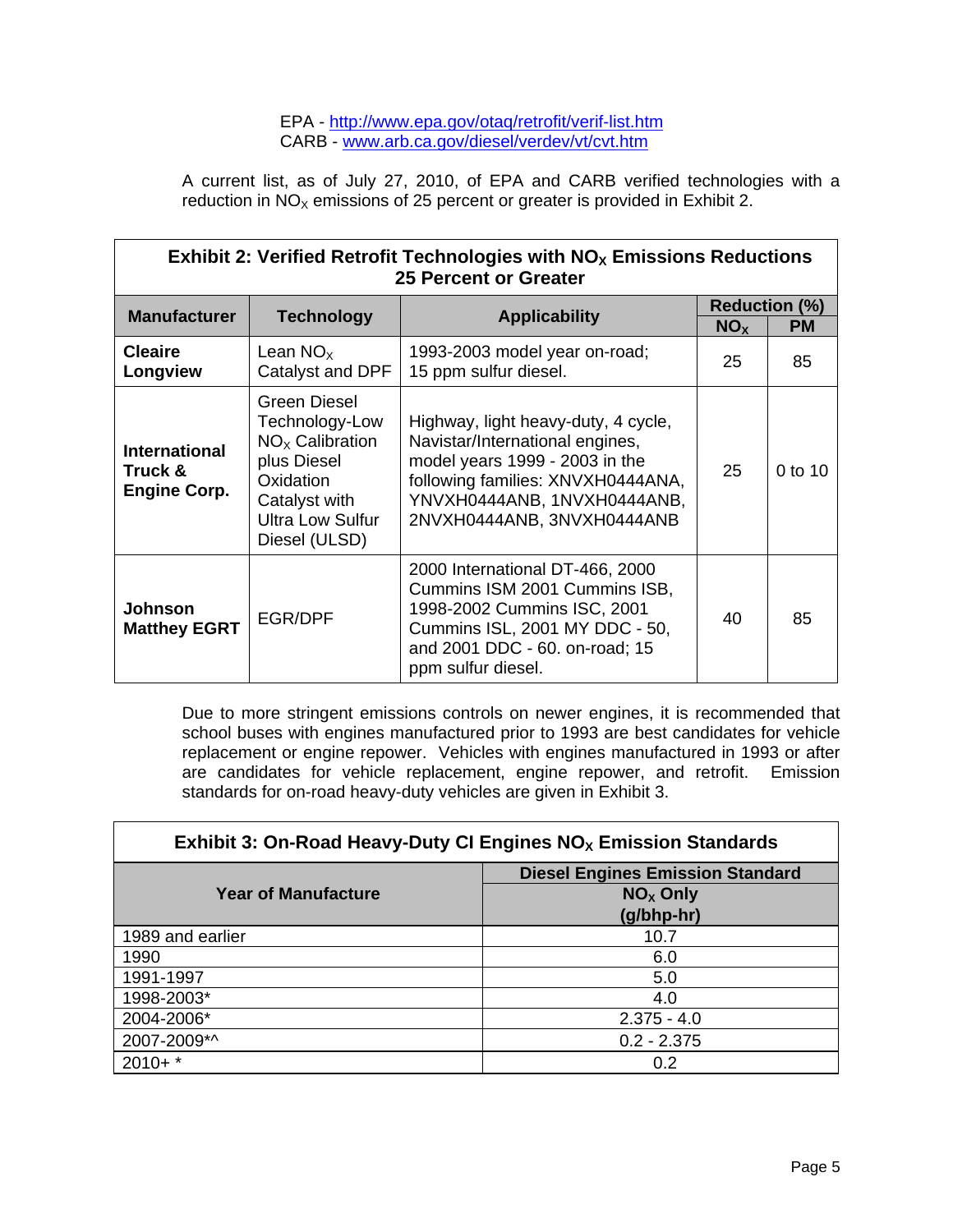EPA - http://www.epa.gov/otaq/retrofit/verif-list.htm
CARB - www.arb.ca.gov/diesel/verdev/vt/cvt.htm

A current list, as of July 27, 2010, of EPA and CARB verified technologies with a reduction in $NO_X$ emissions of 25 percent or greater is provided in Exhibit 2.

**Exhibit 2: Verified Retrofit Technologies with $NO_X$ Emissions Reductions 25 Percent or Greater**

| Manufacturer | Technology | Applicability | Reduction (%) | |
|---|---|---|---|---|
| | | | $NO_X$ | PM |
| **Cleaire Longview** | Lean $NO_X$ Catalyst and DPF | 1993-2003 model year on-road; 15 ppm sulfur diesel. | 25 | 85 |
| **International Truck & Engine Corp.** | Green Diesel Technology-Low $NO_X$ Calibration plus Diesel Oxidation Catalyst with Ultra Low Sulfur Diesel (ULSD) | Highway, light heavy-duty, 4 cycle, Navistar/International engines, model years 1999 - 2003 in the following families: XNVXH0444ANA, YNVXH0444ANB, 1NVXH0444ANB, 2NVXH0444ANB, 3NVXH0444ANB | 25 | 0 to 10 |
| **Johnson Matthey EGRT** | EGR/DPF | 2000 International DT-466, 2000 Cummins ISM 2001 Cummins ISB, 1998-2002 Cummins ISC, 2001 Cummins ISL, 2001 MY DDC - 50, and 2001 DDC - 60. on-road; 15 ppm sulfur diesel. | 40 | 85 |

Due to more stringent emissions controls on newer engines, it is recommended that school buses with engines manufactured prior to 1993 are best candidates for vehicle replacement or engine repower. Vehicles with engines manufactured in 1993 or after are candidates for vehicle replacement, engine repower, and retrofit. Emission standards for on-road heavy-duty vehicles are given in Exhibit 3.

**Exhibit 3: On-Road Heavy-Duty CI Engines $NO_X$ Emission Standards**

| Year of Manufacture | Diesel Engines Emission Standard $NO_X$ Only (g/bhp-hr) |
|---|---|
| 1989 and earlier | 10.7 |
| 1990 | 6.0 |
| 1991-1997 | 5.0 |
| 1998-2003* | 4.0 |
| 2004-2006* | 2.375 - 4.0 |
| 2007-2009*^ | 0.2 - 2.375 |
| 2010+ * | 0.2 |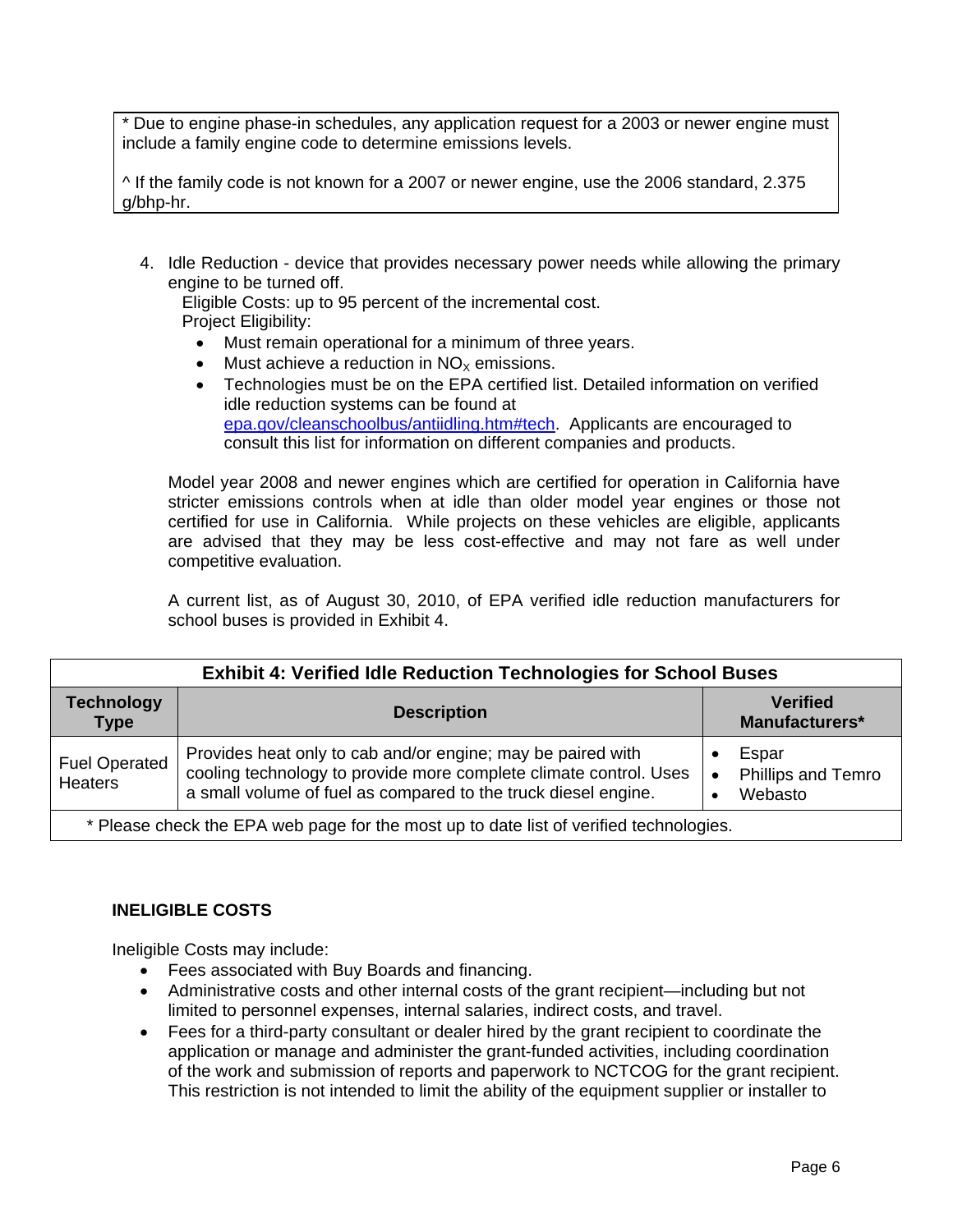* Due to engine phase-in schedules, any application request for a 2003 or newer engine must include a family engine code to determine emissions levels.

^ If the family code is not known for a 2007 or newer engine, use the 2006 standard, 2.375 g/bhp-hr.

4. Idle Reduction - device that provides necessary power needs while allowing the primary engine to be turned off.
   Eligible Costs: up to 95 percent of the incremental cost.
   Project Eligibility:
   - Must remain operational for a minimum of three years.
   - Must achieve a reduction in $NO_X$ emissions.
   - Technologies must be on the EPA certified list. Detailed information on verified idle reduction systems can be found at [epa.gov/cleanschoolbus/antiidling.htm#tech](epa.gov/cleanschoolbus/antiidling.htm#tech). Applicants are encouraged to consult this list for information on different companies and products.

   Model year 2008 and newer engines which are certified for operation in California have stricter emissions controls when at idle than older model year engines or those not certified for use in California. While projects on these vehicles are eligible, applicants are advised that they may be less cost-effective and may not fare as well under competitive evaluation.

   A current list, as of August 30, 2010, of EPA verified idle reduction manufacturers for school buses is provided in Exhibit 4.

**Exhibit 4: Verified Idle Reduction Technologies for School Buses**

| Technology Type | Description | Verified Manufacturers* |
|---|---|---|
| Fuel Operated Heaters | Provides heat only to cab and/or engine; may be paired with cooling technology to provide more complete climate control. Uses a small volume of fuel as compared to the truck diesel engine. | • Espar<br>• Phillips and Temro<br>• Webasto |

* Please check the EPA web page for the most up to date list of verified technologies.

**INELIGIBLE COSTS**

Ineligible Costs may include:

- Fees associated with Buy Boards and financing.
- Administrative costs and other internal costs of the grant recipient—including but not limited to personnel expenses, internal salaries, indirect costs, and travel.
- Fees for a third-party consultant or dealer hired by the grant recipient to coordinate the application or manage and administer the grant-funded activities, including coordination of the work and submission of reports and paperwork to NCTCOG for the grant recipient. This restriction is not intended to limit the ability of the equipment supplier or installer to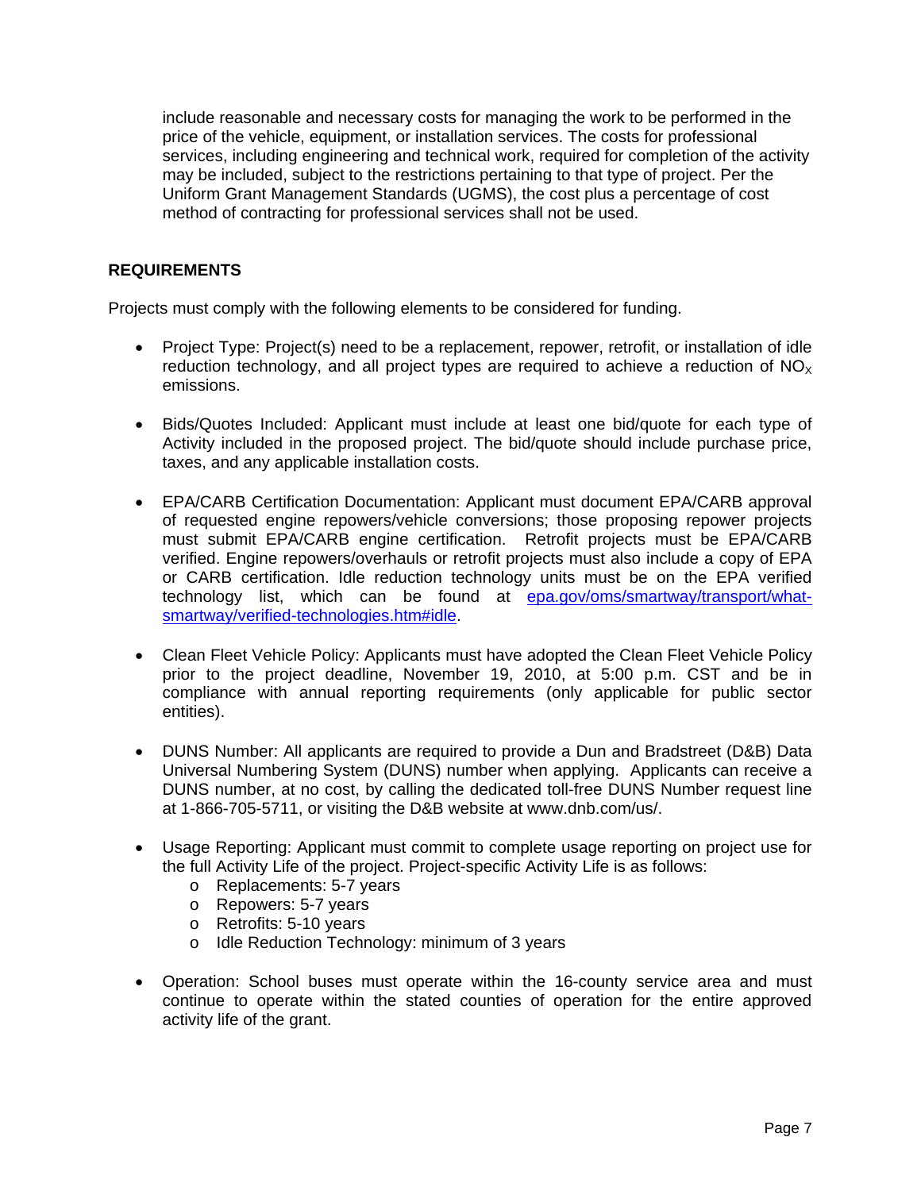include reasonable and necessary costs for managing the work to be performed in the price of the vehicle, equipment, or installation services. The costs for professional services, including engineering and technical work, required for completion of the activity may be included, subject to the restrictions pertaining to that type of project. Per the Uniform Grant Management Standards (UGMS), the cost plus a percentage of cost method of contracting for professional services shall not be used.

## REQUIREMENTS

Projects must comply with the following elements to be considered for funding.

- Project Type: Project(s) need to be a replacement, repower, retrofit, or installation of idle reduction technology, and all project types are required to achieve a reduction of $NO_X$ emissions.

- Bids/Quotes Included: Applicant must include at least one bid/quote for each type of Activity included in the proposed project. The bid/quote should include purchase price, taxes, and any applicable installation costs.

- EPA/CARB Certification Documentation: Applicant must document EPA/CARB approval of requested engine repowers/vehicle conversions; those proposing repower projects must submit EPA/CARB engine certification. Retrofit projects must be EPA/CARB verified. Engine repowers/overhauls or retrofit projects must also include a copy of EPA or CARB certification. Idle reduction technology units must be on the EPA verified technology list, which can be found at [epa.gov/oms/smartway/transport/what-smartway/verified-technologies.htm#idle](epa.gov/oms/smartway/transport/what-smartway/verified-technologies.htm#idle).

- Clean Fleet Vehicle Policy: Applicants must have adopted the Clean Fleet Vehicle Policy prior to the project deadline, November 19, 2010, at 5:00 p.m. CST and be in compliance with annual reporting requirements (only applicable for public sector entities).

- DUNS Number: All applicants are required to provide a Dun and Bradstreet (D&B) Data Universal Numbering System (DUNS) number when applying. Applicants can receive a DUNS number, at no cost, by calling the dedicated toll-free DUNS Number request line at 1-866-705-5711, or visiting the D&B website at www.dnb.com/us/.

- Usage Reporting: Applicant must commit to complete usage reporting on project use for the full Activity Life of the project. Project-specific Activity Life is as follows:
  - Replacements: 5-7 years
  - Repowers: 5-7 years
  - Retrofits: 5-10 years
  - Idle Reduction Technology: minimum of 3 years

- Operation: School buses must operate within the 16-county service area and must continue to operate within the stated counties of operation for the entire approved activity life of the grant.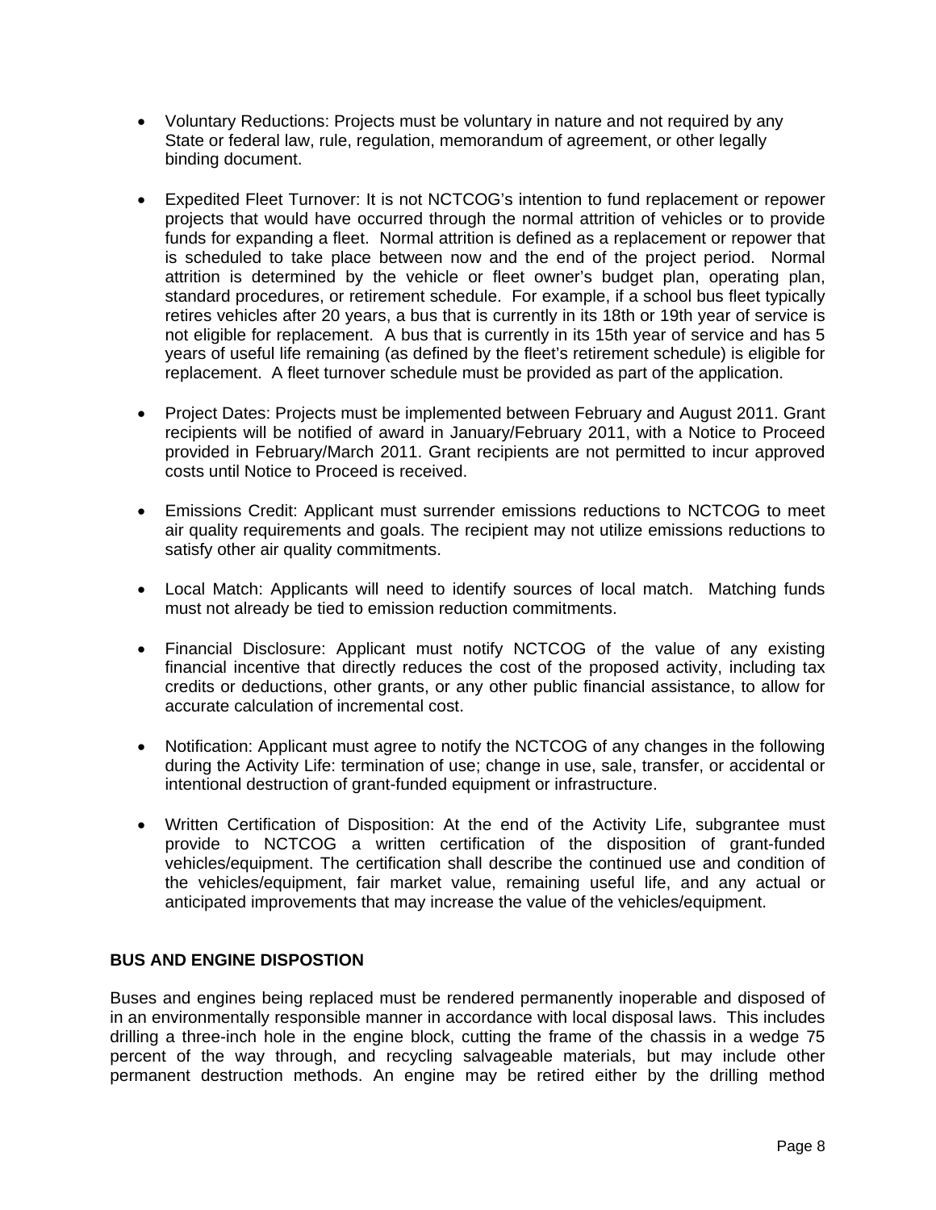- Voluntary Reductions: Projects must be voluntary in nature and not required by any State or federal law, rule, regulation, memorandum of agreement, or other legally binding document.

- Expedited Fleet Turnover: It is not NCTCOG's intention to fund replacement or repower projects that would have occurred through the normal attrition of vehicles or to provide funds for expanding a fleet. Normal attrition is defined as a replacement or repower that is scheduled to take place between now and the end of the project period. Normal attrition is determined by the vehicle or fleet owner's budget plan, operating plan, standard procedures, or retirement schedule. For example, if a school bus fleet typically retires vehicles after 20 years, a bus that is currently in its 18th or 19th year of service is not eligible for replacement. A bus that is currently in its 15th year of service and has 5 years of useful life remaining (as defined by the fleet's retirement schedule) is eligible for replacement. A fleet turnover schedule must be provided as part of the application.

- Project Dates: Projects must be implemented between February and August 2011. Grant recipients will be notified of award in January/February 2011, with a Notice to Proceed provided in February/March 2011. Grant recipients are not permitted to incur approved costs until Notice to Proceed is received.

- Emissions Credit: Applicant must surrender emissions reductions to NCTCOG to meet air quality requirements and goals. The recipient may not utilize emissions reductions to satisfy other air quality commitments.

- Local Match: Applicants will need to identify sources of local match. Matching funds must not already be tied to emission reduction commitments.

- Financial Disclosure: Applicant must notify NCTCOG of the value of any existing financial incentive that directly reduces the cost of the proposed activity, including tax credits or deductions, other grants, or any other public financial assistance, to allow for accurate calculation of incremental cost.

- Notification: Applicant must agree to notify the NCTCOG of any changes in the following during the Activity Life: termination of use; change in use, sale, transfer, or accidental or intentional destruction of grant-funded equipment or infrastructure.

- Written Certification of Disposition: At the end of the Activity Life, subgrantee must provide to NCTCOG a written certification of the disposition of grant-funded vehicles/equipment. The certification shall describe the continued use and condition of the vehicles/equipment, fair market value, remaining useful life, and any actual or anticipated improvements that may increase the value of the vehicles/equipment.

**BUS AND ENGINE DISPOSTION**

Buses and engines being replaced must be rendered permanently inoperable and disposed of in an environmentally responsible manner in accordance with local disposal laws. This includes drilling a three-inch hole in the engine block, cutting the frame of the chassis in a wedge 75 percent of the way through, and recycling salvageable materials, but may include other permanent destruction methods. An engine may be retired either by the drilling method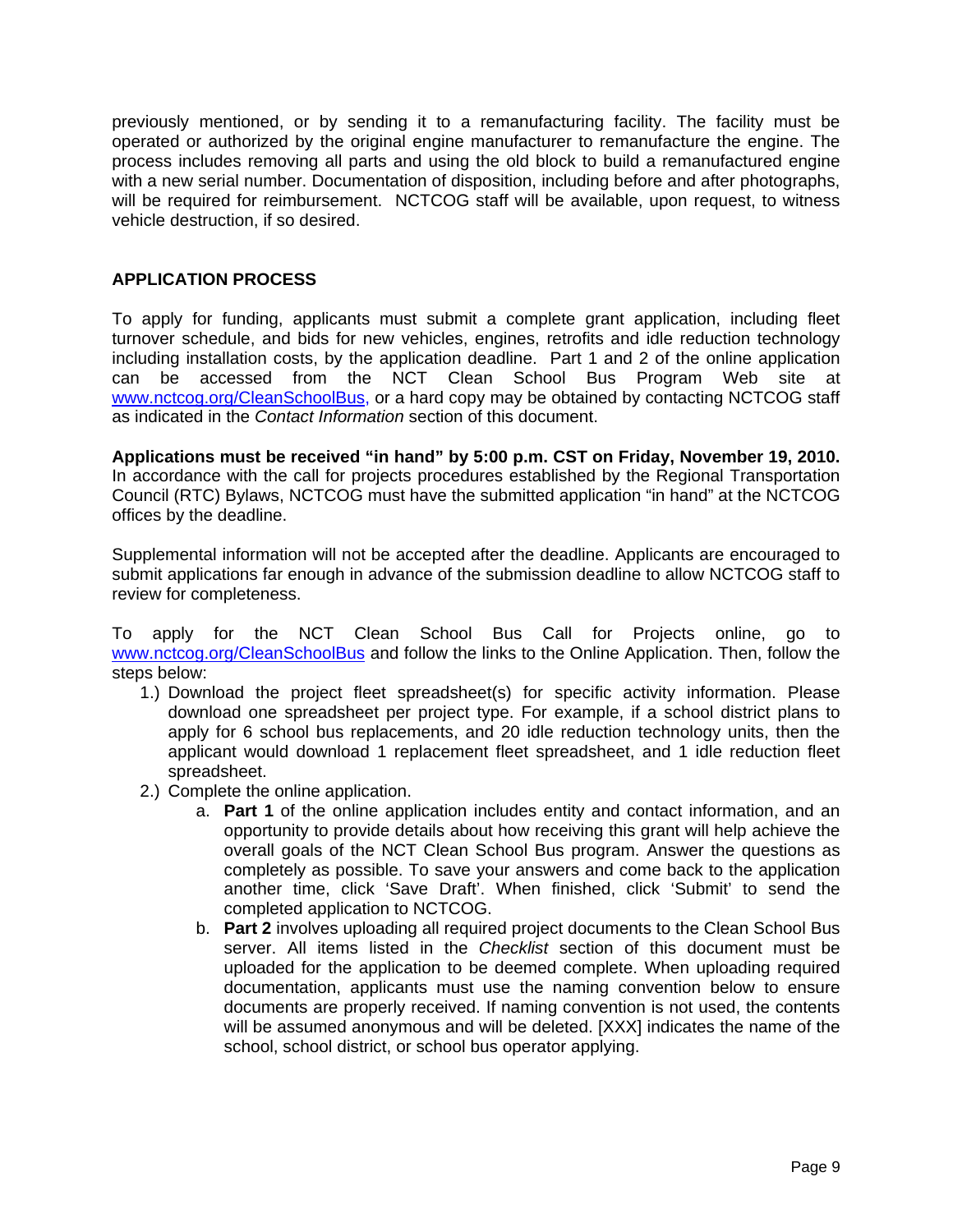previously mentioned, or by sending it to a remanufacturing facility. The facility must be operated or authorized by the original engine manufacturer to remanufacture the engine. The process includes removing all parts and using the old block to build a remanufactured engine with a new serial number. Documentation of disposition, including before and after photographs, will be required for reimbursement. NCTCOG staff will be available, upon request, to witness vehicle destruction, if so desired.

## APPLICATION PROCESS

To apply for funding, applicants must submit a complete grant application, including fleet turnover schedule, and bids for new vehicles, engines, retrofits and idle reduction technology including installation costs, by the application deadline. Part 1 and 2 of the online application can be accessed from the NCT Clean School Bus Program Web site at www.nctcog.org/CleanSchoolBus, or a hard copy may be obtained by contacting NCTCOG staff as indicated in the *Contact Information* section of this document.

**Applications must be received "in hand" by 5:00 p.m. CST on Friday, November 19, 2010.** In accordance with the call for projects procedures established by the Regional Transportation Council (RTC) Bylaws, NCTCOG must have the submitted application "in hand" at the NCTCOG offices by the deadline.

Supplemental information will not be accepted after the deadline. Applicants are encouraged to submit applications far enough in advance of the submission deadline to allow NCTCOG staff to review for completeness.

To apply for the NCT Clean School Bus Call for Projects online, go to www.nctcog.org/CleanSchoolBus and follow the links to the Online Application. Then, follow the steps below:

1.) Download the project fleet spreadsheet(s) for specific activity information. Please download one spreadsheet per project type. For example, if a school district plans to apply for 6 school bus replacements, and 20 idle reduction technology units, then the applicant would download 1 replacement fleet spreadsheet, and 1 idle reduction fleet spreadsheet.
2.) Complete the online application.
    a. **Part 1** of the online application includes entity and contact information, and an opportunity to provide details about how receiving this grant will help achieve the overall goals of the NCT Clean School Bus program. Answer the questions as completely as possible. To save your answers and come back to the application another time, click 'Save Draft'. When finished, click 'Submit' to send the completed application to NCTCOG.
    b. **Part 2** involves uploading all required project documents to the Clean School Bus server. All items listed in the *Checklist* section of this document must be uploaded for the application to be deemed complete. When uploading required documentation, applicants must use the naming convention below to ensure documents are properly received. If naming convention is not used, the contents will be assumed anonymous and will be deleted. [XXX] indicates the name of the school, school district, or school bus operator applying.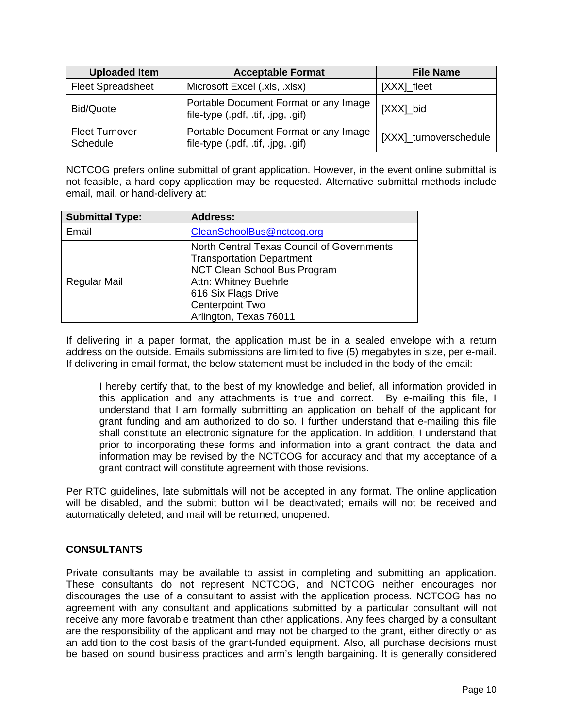| Uploaded Item | Acceptable Format | File Name |
| --- | --- | --- |
| Fleet Spreadsheet | Microsoft Excel (.xls, .xlsx) | [XXX]_fleet |
| Bid/Quote | Portable Document Format or any Image file-type (.pdf, .tif, .jpg, .gif) | [XXX]_bid |
| Fleet Turnover Schedule | Portable Document Format or any Image file-type (.pdf, .tif, .jpg, .gif) | [XXX]_turnoverschedule |

NCTCOG prefers online submittal of grant application. However, in the event online submittal is not feasible, a hard copy application may be requested. Alternative submittal methods include email, mail, or hand-delivery at:

| Submittal Type: | Address: |
| --- | --- |
| Email | CleanSchoolBus@nctcog.org |
| Regular Mail | North Central Texas Council of Governments<br>Transportation Department<br>NCT Clean School Bus Program<br>Attn: Whitney Buehrle<br>616 Six Flags Drive<br>Centerpoint Two<br>Arlington, Texas 76011 |

If delivering in a paper format, the application must be in a sealed envelope with a return address on the outside. Emails submissions are limited to five (5) megabytes in size, per e-mail. If delivering in email format, the below statement must be included in the body of the email:

> I hereby certify that, to the best of my knowledge and belief, all information provided in this application and any attachments is true and correct. By e-mailing this file, I understand that I am formally submitting an application on behalf of the applicant for grant funding and am authorized to do so. I further understand that e-mailing this file shall constitute an electronic signature for the application. In addition, I understand that prior to incorporating these forms and information into a grant contract, the data and information may be revised by the NCTCOG for accuracy and that my acceptance of a grant contract will constitute agreement with those revisions.

Per RTC guidelines, late submittals will not be accepted in any format. The online application will be disabled, and the submit button will be deactivated; emails will not be received and automatically deleted; and mail will be returned, unopened.

## CONSULTANTS

Private consultants may be available to assist in completing and submitting an application. These consultants do not represent NCTCOG, and NCTCOG neither encourages nor discourages the use of a consultant to assist with the application process. NCTCOG has no agreement with any consultant and applications submitted by a particular consultant will not receive any more favorable treatment than other applications. Any fees charged by a consultant are the responsibility of the applicant and may not be charged to the grant, either directly or as an addition to the cost basis of the grant-funded equipment. Also, all purchase decisions must be based on sound business practices and arm's length bargaining. It is generally considered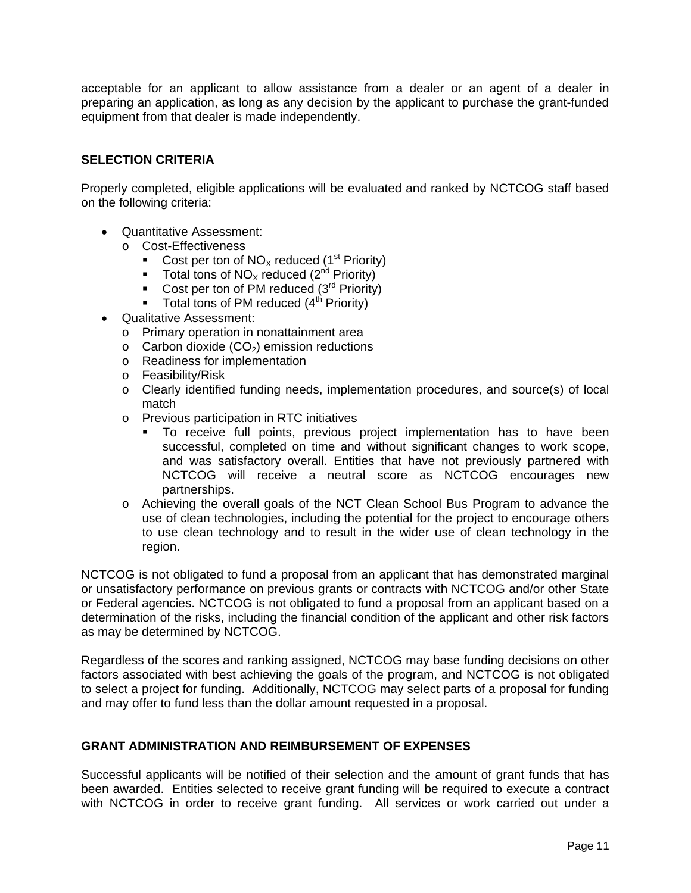acceptable for an applicant to allow assistance from a dealer or an agent of a dealer in preparing an application, as long as any decision by the applicant to purchase the grant-funded equipment from that dealer is made independently.

## SELECTION CRITERIA

Properly completed, eligible applications will be evaluated and ranked by NCTCOG staff based on the following criteria:

- Quantitative Assessment:
  - Cost-Effectiveness
    - Cost per ton of $NO_X$ reduced (1st Priority)
    - Total tons of $NO_X$ reduced (2nd Priority)
    - Cost per ton of PM reduced (3rd Priority)
    - Total tons of PM reduced (4th Priority)
- Qualitative Assessment:
  - Primary operation in nonattainment area
  - Carbon dioxide ($CO_2$) emission reductions
  - Readiness for implementation
  - Feasibility/Risk
  - Clearly identified funding needs, implementation procedures, and source(s) of local match
  - Previous participation in RTC initiatives
    - To receive full points, previous project implementation has to have been successful, completed on time and without significant changes to work scope, and was satisfactory overall. Entities that have not previously partnered with NCTCOG will receive a neutral score as NCTCOG encourages new partnerships.
  - Achieving the overall goals of the NCT Clean School Bus Program to advance the use of clean technologies, including the potential for the project to encourage others to use clean technology and to result in the wider use of clean technology in the region.

NCTCOG is not obligated to fund a proposal from an applicant that has demonstrated marginal or unsatisfactory performance on previous grants or contracts with NCTCOG and/or other State or Federal agencies. NCTCOG is not obligated to fund a proposal from an applicant based on a determination of the risks, including the financial condition of the applicant and other risk factors as may be determined by NCTCOG.

Regardless of the scores and ranking assigned, NCTCOG may base funding decisions on other factors associated with best achieving the goals of the program, and NCTCOG is not obligated to select a project for funding. Additionally, NCTCOG may select parts of a proposal for funding and may offer to fund less than the dollar amount requested in a proposal.

## GRANT ADMINISTRATION AND REIMBURSEMENT OF EXPENSES

Successful applicants will be notified of their selection and the amount of grant funds that has been awarded. Entities selected to receive grant funding will be required to execute a contract with NCTCOG in order to receive grant funding. All services or work carried out under a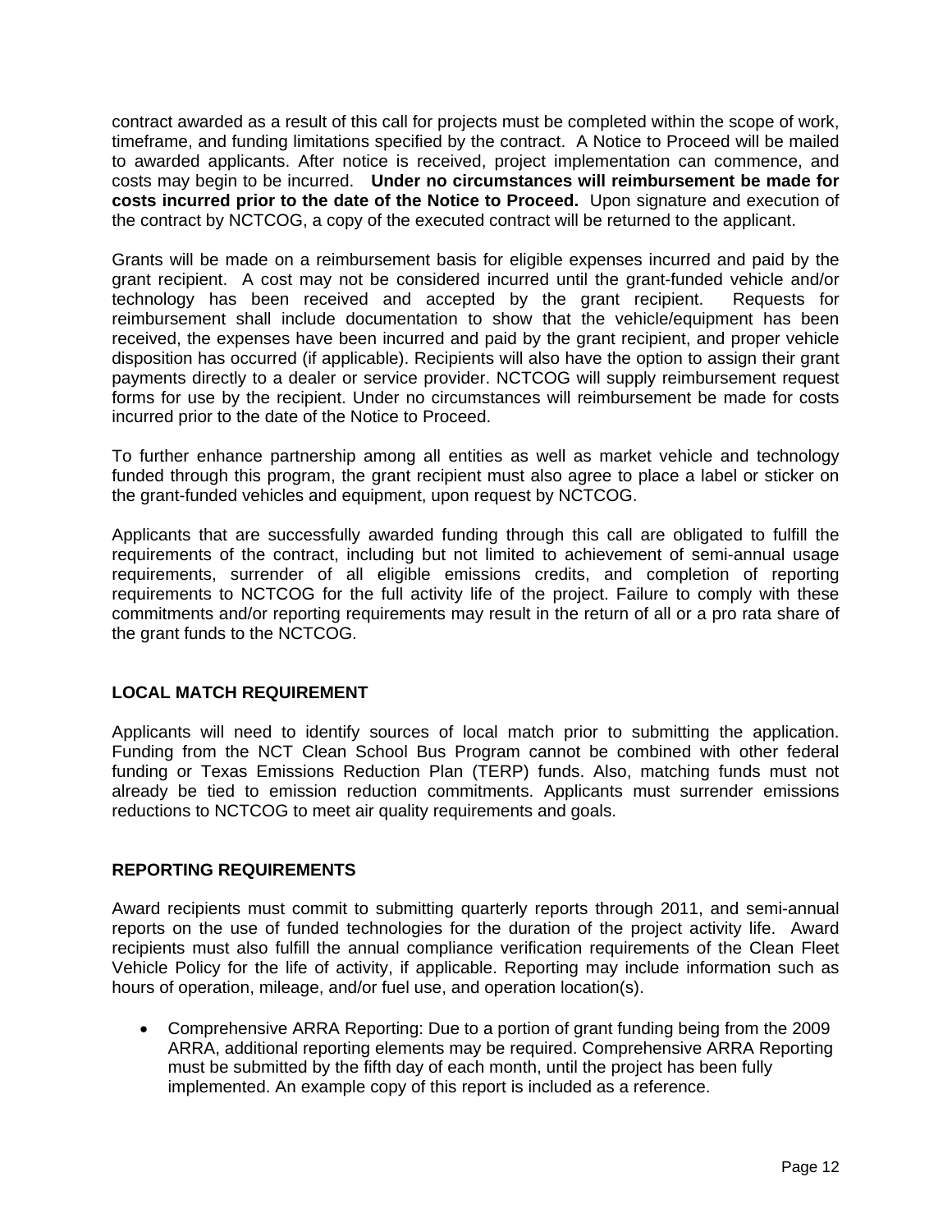contract awarded as a result of this call for projects must be completed within the scope of work, timeframe, and funding limitations specified by the contract. A Notice to Proceed will be mailed to awarded applicants. After notice is received, project implementation can commence, and costs may begin to be incurred. **Under no circumstances will reimbursement be made for costs incurred prior to the date of the Notice to Proceed.** Upon signature and execution of the contract by NCTCOG, a copy of the executed contract will be returned to the applicant.

Grants will be made on a reimbursement basis for eligible expenses incurred and paid by the grant recipient. A cost may not be considered incurred until the grant-funded vehicle and/or technology has been received and accepted by the grant recipient. Requests for reimbursement shall include documentation to show that the vehicle/equipment has been received, the expenses have been incurred and paid by the grant recipient, and proper vehicle disposition has occurred (if applicable). Recipients will also have the option to assign their grant payments directly to a dealer or service provider. NCTCOG will supply reimbursement request forms for use by the recipient. Under no circumstances will reimbursement be made for costs incurred prior to the date of the Notice to Proceed.

To further enhance partnership among all entities as well as market vehicle and technology funded through this program, the grant recipient must also agree to place a label or sticker on the grant-funded vehicles and equipment, upon request by NCTCOG.

Applicants that are successfully awarded funding through this call are obligated to fulfill the requirements of the contract, including but not limited to achievement of semi-annual usage requirements, surrender of all eligible emissions credits, and completion of reporting requirements to NCTCOG for the full activity life of the project. Failure to comply with these commitments and/or reporting requirements may result in the return of all or a pro rata share of the grant funds to the NCTCOG.

**LOCAL MATCH REQUIREMENT**

Applicants will need to identify sources of local match prior to submitting the application. Funding from the NCT Clean School Bus Program cannot be combined with other federal funding or Texas Emissions Reduction Plan (TERP) funds. Also, matching funds must not already be tied to emission reduction commitments. Applicants must surrender emissions reductions to NCTCOG to meet air quality requirements and goals.

**REPORTING REQUIREMENTS**

Award recipients must commit to submitting quarterly reports through 2011, and semi-annual reports on the use of funded technologies for the duration of the project activity life. Award recipients must also fulfill the annual compliance verification requirements of the Clean Fleet Vehicle Policy for the life of activity, if applicable. Reporting may include information such as hours of operation, mileage, and/or fuel use, and operation location(s).

- Comprehensive ARRA Reporting: Due to a portion of grant funding being from the 2009 ARRA, additional reporting elements may be required. Comprehensive ARRA Reporting must be submitted by the fifth day of each month, until the project has been fully implemented. An example copy of this report is included as a reference.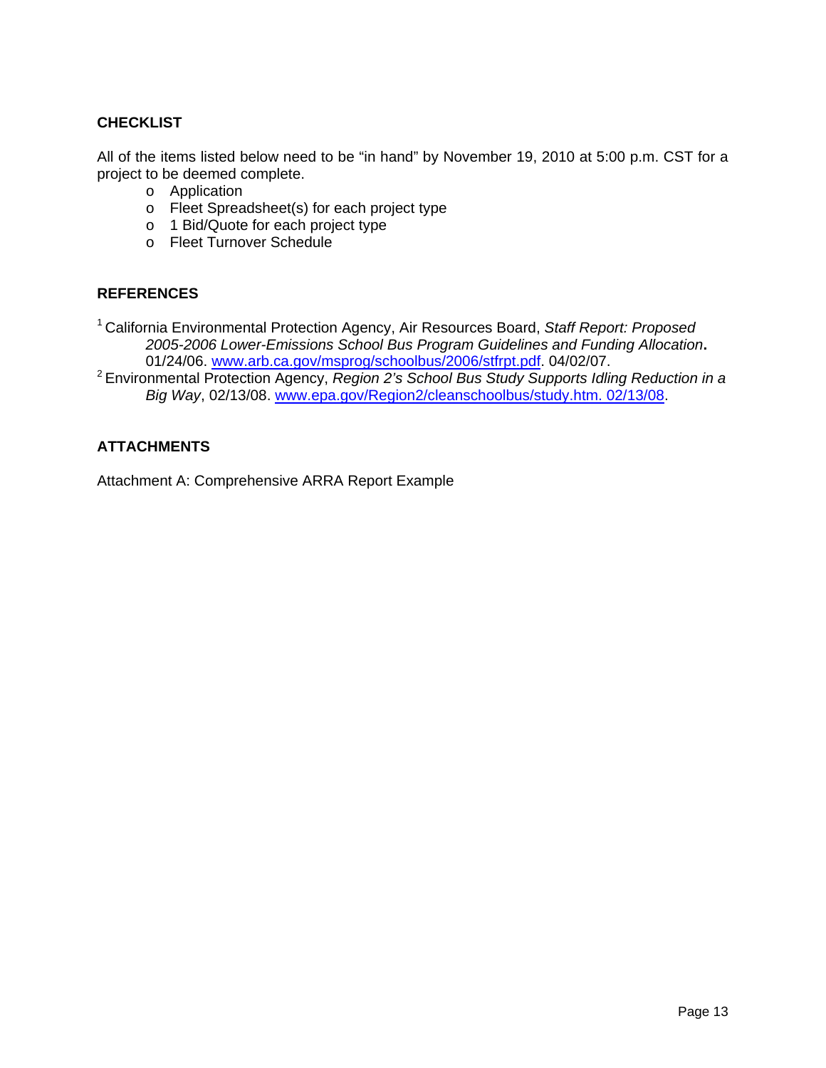## CHECKLIST

All of the items listed below need to be "in hand" by November 19, 2010 at 5:00 p.m. CST for a project to be deemed complete.

- Application
- Fleet Spreadsheet(s) for each project type
- 1 Bid/Quote for each project type
- Fleet Turnover Schedule

## REFERENCES

[1] California Environmental Protection Agency, Air Resources Board, *Staff Report: Proposed 2005-2006 Lower-Emissions School Bus Program Guidelines and Funding Allocation***.** 01/24/06. www.arb.ca.gov/msprog/schoolbus/2006/stfrpt.pdf. 04/02/07.

[2] Environmental Protection Agency, *Region 2's School Bus Study Supports Idling Reduction in a Big Way*, 02/13/08. www.epa.gov/Region2/cleanschoolbus/study.htm. 02/13/08.

## ATTACHMENTS

Attachment A: Comprehensive ARRA Report Example